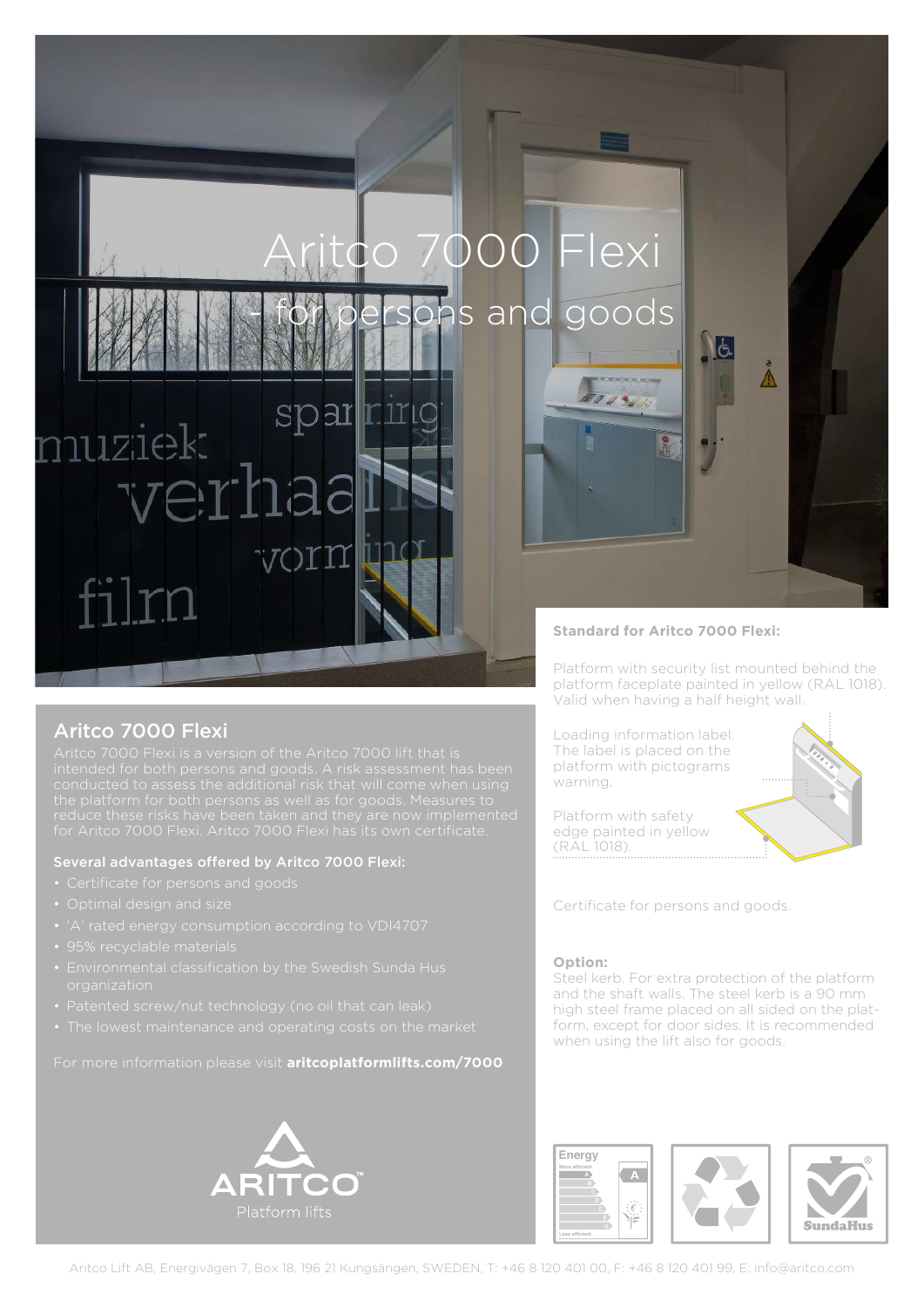# Aritco 7000 Flexi

## - for persons and goods

## Aritco 7000 Flexi

Aritco 7000 Flexi is a version of the Aritco 7000 lift that is intended for both persons and goods. A risk assessment has been conducted to assess the additional risk that will come when using the platform for both persons as well as for goods. Measures to reduce these risks have been taken and they are now implemented for Aritco 7000 Flexi. Aritco 7000 Flexi has its own certificate.

### Several advantages offered by Aritco 7000 Flexi:

- Certificate for persons and goods
- Optimal design and size
- 'A' rated energy consumption according to VDI4707
- 95% recyclable materials
- Environmental classification by the Swedish Sunda Hus organization
- Patented screw/nut technology (no oil that can leak)
- The lowest maintenance and operating costs on the market

For more information please visit **aritcoplatformlifts.com/7000**

**Standard for Aritco 7000 Flexi:**

Platform with security list mounted behind the platform faceplate painted in yellow (RAL 1018). Valid when having a half height wall.

Loading information label. The label is placed on the platform with pictograms warning.

Platform with safety edge painted in yellow (RAL 1018).

Certificate for persons and goods.

**Option:**
Steel kerb. For extra protection of the platform and the shaft walls. The steel kerb is a 90 mm high steel frame placed on all sided on the platform, except for door sides. It is recommended when using the lift also for goods.

Aritco Lift AB, Energivägen 7, Box 18, 196 21 Kungsängen, SWEDEN, T: +46 8 120 401 00, F: +46 8 120 401 99, E: info@aritco.com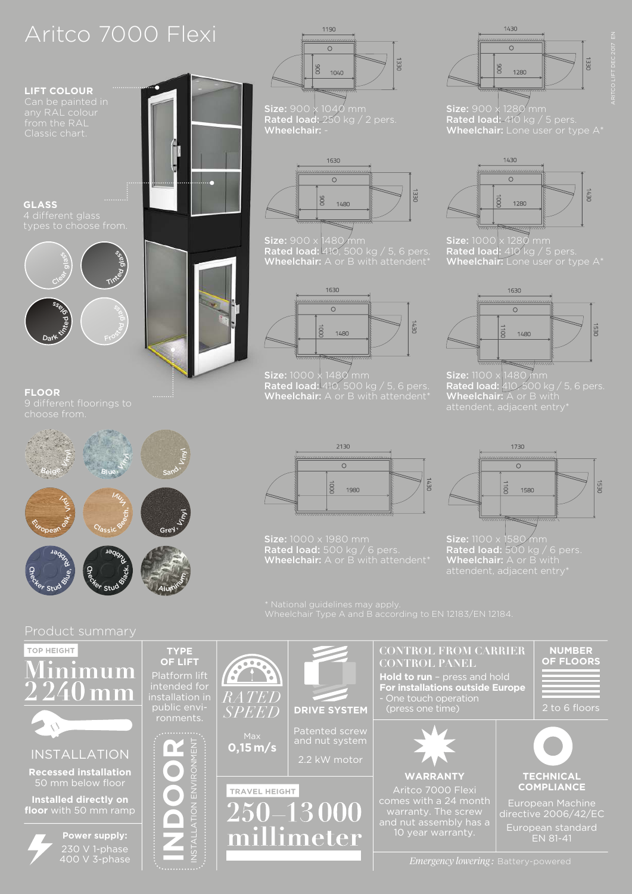# Aritco 7000 Flexi

**LIFT COLOUR**
Can be painted in any RAL colour from the RAL Classic chart.

**GLASS**
4 different glass types to choose from.

Clear glass
Tinted glass
Dark tinted glass
Frosted glass

**FLOOR**
9 different floorings to choose from.

Beige, Vinyl
Blue, Vinyl
Sand, Vinyl
European oak, Vinyl
Classic Beech, Vinyl
Grey, Vinyl
Checker Stud Blue, Rubber
Checker Stud Black, Rubber
Aluminium

1190
900
1040
1330

**Size:** 900 x 1040 mm
**Rated load:** 250 kg / 2 pers.
**Wheelchair:** -

1430
900
1280
1330

**Size:** 900 x 1280 mm
**Rated load:** 410 kg / 5 pers.
**Wheelchair:** Lone user or type A*

1630
900
1480
1330

**Size:** 900 x 1480 mm
**Rated load:** 410, 500 kg / 5, 6 pers.
**Wheelchair:** A or B with attendent*

1430
1000
1280
1430

**Size:** 1000 x 1280 mm
**Rated load:** 410 kg / 5 pers.
**Wheelchair:** Lone user or type A*

1630
1000
1480
1430

**Size:** 1000 x 1480 mm
**Rated load:** 410, 500 kg / 5, 6 pers.
**Wheelchair:** A or B with attendent*

1630
1100
1480
1530

**Size:** 1100 x 1480 mm
**Rated load:** 410, 500 kg / 5, 6 pers.
**Wheelchair:** A or B with attendent, adjacent entry*

2130
1000
1980
1430

**Size:** 1000 x 1980 mm
**Rated load:** 500 kg / 6 pers.
**Wheelchair:** A or B with attendent*

1730
1100
1580
1530

**Size:** 1100 x 1580 mm
**Rated load:** 500 kg / 6 pers.
**Wheelchair:** A or B with attendent, adjacent entry*

\* National guidelines may apply.
Wheelchair Type A and B according to EN 12183/EN 12184.

## Product summary

**TOP HEIGHT**
Minimum 2 240 mm

**INSTALLATION**
**Recessed installation** 50 mm below floor
**Installed directly on floor** with 50 mm ramp

**Power supply:**
230 V 1-phase
400 V 3-phase

**TYPE OF LIFT**
Platform lift intended for installation in public environments.

**INDOOR**
INSTALLATION ENVIRONMENT

**RATED SPEED**
Max **0,15 m/s**

**DRIVE SYSTEM**
Patented screw and nut system
2.2 kW motor

**TRAVEL HEIGHT**
250–13 000 millimeter

**CONTROL FROM CARRIER CONTROL PANEL**
**Hold to run** – press and hold
**For installations outside Europe**
- One touch operation (press one time)

**NUMBER OF FLOORS**
2 to 6 floors

**WARRANTY**
Aritco 7000 Flexi comes with a 24 month warranty. The screw and nut assembly has a 10 year warranty.

**TECHNICAL COMPLIANCE**
European Machine directive 2006/42/EC
European standard EN 81-41

*Emergency lowering:* Battery-powered